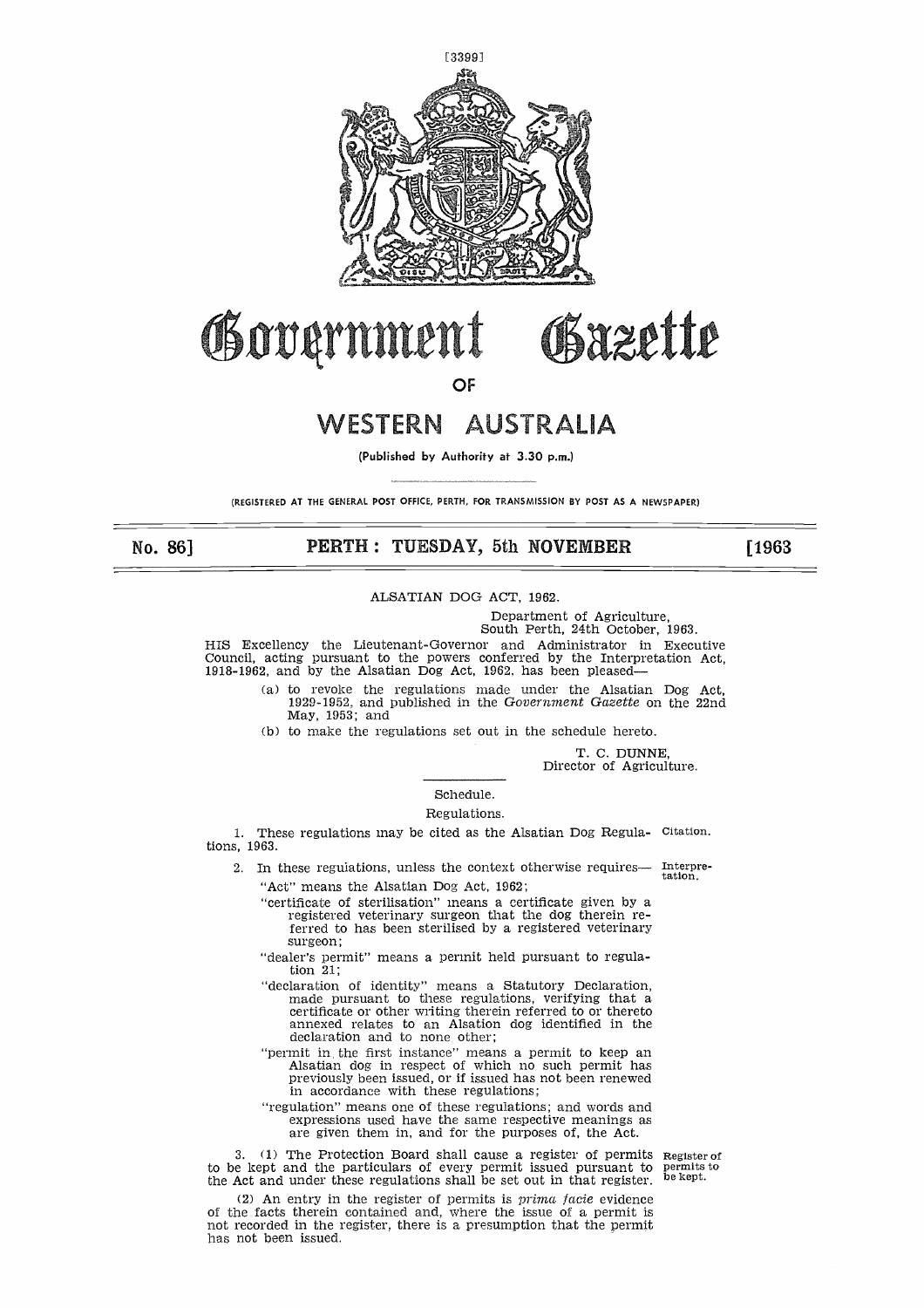# Government Gazette

OF

# WESTERN AUSTRALIA

(Published by Authority at 3.30 p.m.)

(REGISTERED AT THE GENERAL POST OFFICE, PERTH, FOR TRANSMISSION BY POST AS A NEWSPAPER)

**No. 86] PERTH: TUESDAY, 5th NOVEMBER [1963**

ALSATIAN DOG ACT, 1962.

Department of Agriculture,
South Perth, 24th October, 1963.

HIS Excellency the Lieutenant-Governor and Administrator in Executive Council, acting pursuant to the powers conferred by the Interpretation Act, 1918-1962, and by the Alsatian Dog Act, 1962, has been pleased—

(a) to revoke the regulations made under the Alsatian Dog Act, 1929-1952, and published in the *Government Gazette* on the 22nd May, 1953; and

(b) to make the regulations set out in the schedule hereto.

T. C. DUNNE,
Director of Agriculture.

Schedule.

Regulations.

Citation.

1. These regulations may be cited as the Alsatian Dog Regulations, 1963.

Interpretation.

2. In these regulations, unless the context otherwise requires—

"Act" means the Alsatian Dog Act, 1962;

"certificate of sterilisation" means a certificate given by a registered veterinary surgeon that the dog therein referred to has been sterilised by a registered veterinary surgeon;

"dealer's permit" means a permit held pursuant to regulation 21;

"declaration of identity" means a Statutory Declaration, made pursuant to these regulations, verifying that a certificate or other writing therein referred to or thereto annexed relates to an Alsation dog identified in the declaration and to none other;

"permit in the first instance" means a permit to keep an Alsatian dog in respect of which no such permit has previously been issued, or if issued has not been renewed in accordance with these regulations;

"regulation" means one of these regulations; and words and expressions used have the same respective meanings as are given them in, and for the purposes of, the Act.

Register of permits to be kept.

3. (1) The Protection Board shall cause a register of permits to be kept and the particulars of every permit issued pursuant to the Act and under these regulations shall be set out in that register.

(2) An entry in the register of permits is *prima facie* evidence of the facts therein contained and, where the issue of a permit is not recorded in the register, there is a presumption that the permit has not been issued.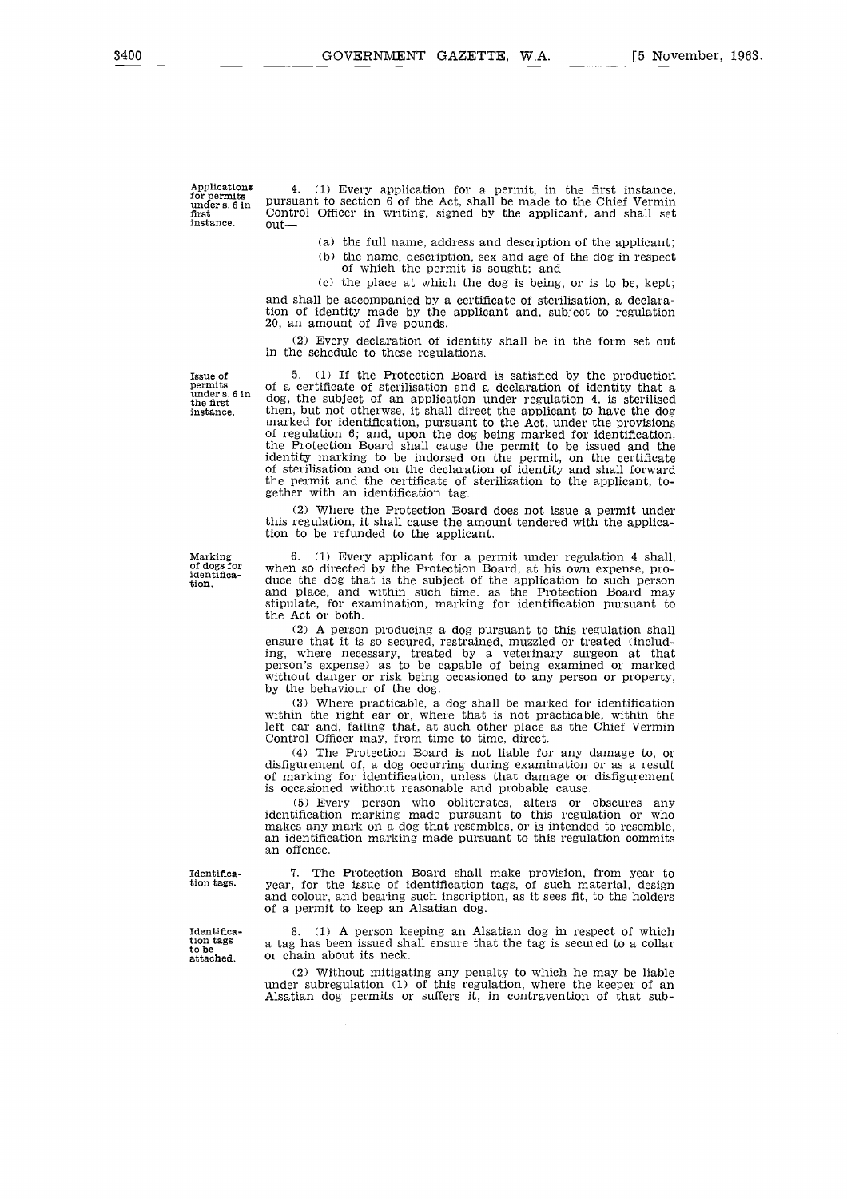**Applications for permits under s. 6 in first instance.**

4. (1) Every application for a permit, in the first instance, pursuant to section 6 of the Act, shall be made to the Chief Vermin Control Officer in writing, signed by the applicant, and shall set out—

(a) the full name, address and description of the applicant;

(b) the name, description, sex and age of the dog in respect of which the permit is sought; and

(c) the place at which the dog is being, or is to be, kept;

and shall be accompanied by a certificate of sterilisation, a declaration of identity made by the applicant and, subject to regulation 20, an amount of five pounds.

(2) Every declaration of identity shall be in the form set out in the schedule to these regulations.

**Issue of permits under s. 6 in the first instance.**

5. (1) If the Protection Board is satisfied by the production of a certificate of sterilisation and a declaration of identity that a dog, the subject of an application under regulation 4, is sterilised then, but not otherwse, it shall direct the applicant to have the dog marked for identification, pursuant to the Act, under the provisions of regulation 6; and, upon the dog being marked for identification, the Protection Board shall cause the permit to be issued and the identity marking to be indorsed on the permit, on the certificate of sterilisation and on the declaration of identity and shall forward the permit and the certificate of sterilization to the applicant, together with an identification tag.

(2) Where the Protection Board does not issue a permit under this regulation, it shall cause the amount tendered with the application to be refunded to the applicant.

**Marking of dogs for identification.**

6. (1) Every applicant for a permit under regulation 4 shall, when so directed by the Protection Board, at his own expense, produce the dog that is the subject of the application to such person and place, and within such time, as the Protection Board may stipulate, for examination, marking for identification pursuant to the Act or both.

(2) A person producing a dog pursuant to this regulation shall ensure that it is so secured, restrained, muzzled or treated (including, where necessary, treated by a veterinary surgeon at that person's expense) as to be capable of being examined or marked without danger or risk being occasioned to any person or property, by the behaviour of the dog.

(3) Where practicable, a dog shall be marked for identification within the right ear or, where that is not practicable, within the left ear and, failing that, at such other place as the Chief Vermin Control Officer may, from time to time, direct.

(4) The Protection Board is not liable for any damage to, or disfigurement of, a dog occurring during examination or as a result of marking for identification, unless that damage or disfigurement is occasioned without reasonable and probable cause.

(5) Every person who obliterates, alters or obscures any identification marking made pursuant to this regulation or who makes any mark on a dog that resembles, or is intended to resemble, an identification marking made pursuant to this regulation commits an offence.

**Identification tags.**

7. The Protection Board shall make provision, from year to year, for the issue of identification tags, of such material, design and colour, and bearing such inscription, as it sees fit, to the holders of a permit to keep an Alsatian dog.

**Identification tags to be attached.**

8. (1) A person keeping an Alsatian dog in respect of which a tag has been issued shall ensure that the tag is secured to a collar or chain about its neck.

(2) Without mitigating any penalty to which he may be liable under subregulation (1) of this regulation, where the keeper of an Alsatian dog permits or suffers it, in contravention of that sub-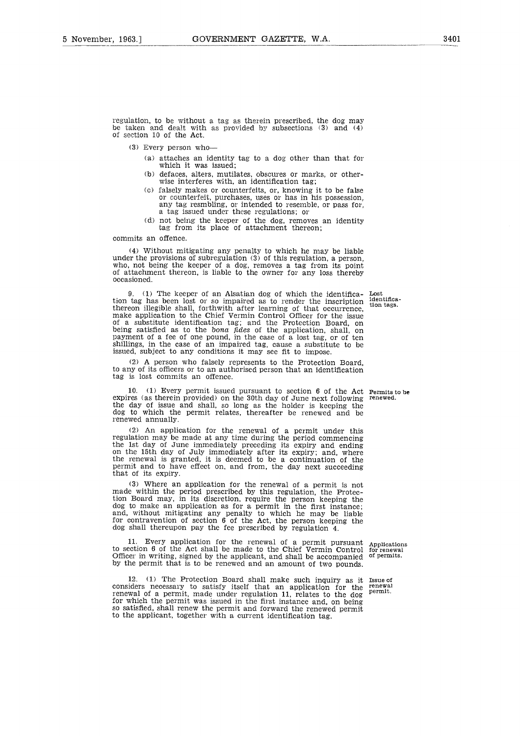regulation, to be without a tag as therein prescribed, the dog may be taken and dealt with as provided by subsections (3) and (4) of section 10 of the Act.

(3) Every person who—

- (a) attaches an identity tag to a dog other than that for which it was issued;
- (b) defaces, alters, mutilates, obscures or marks, or otherwise interferes with, an identification tag;
- (c) falsely makes or counterfeits, or, knowing it to be false or counterfeit, purchases, uses or has in his possession, any tag resmbling, or intended to resemble, or pass for, a tag issued under these regulations; or
- (d) not being the keeper of the dog, removes an identity tag from its place of attachment thereon;

commits an offence.

(4) Without mitigating any penalty to which he may be liable under the provisions of subregulation (3) of this regulation, a person, who, not being the keeper of a dog, removes a tag from its point of attachment thereon, is liable to the owner for any loss thereby occasioned.

**Lost identification tags.**

9. (1) The keeper of an Alsatian dog of which the identification tag has been lost or so impaired as to render the inscription thereon illegible shall, forthwith after learning of that occurrence, make application to the Chief Vermin Control Officer for the issue of a substitute identification tag; and the Protection Board, on being satisfied as to the *bona fides* of the application, shall, on payment of a fee of one pound, in the case of a lost tag, or of ten shillings, in the case of an impaired tag, cause a substitute to be issued, subject to any conditions it may see fit to impose.

(2) A person who falsely represents to the Protection Board, to any of its officers or to an authorised person that an identification tag is lost commits an offence.

**Permits to be renewed.**

10. (1) Every permit issued pursuant to section 6 of the Act expires (as therein provided) on the 30th day of June next following the day of issue and shall, so long as the holder is keeping the dog to which the permit relates, thereafter be renewed and be renewed annually.

(2) An application for the renewal of a permit under this regulation may be made at any time during the period commencing the 1st day of June immediately preceding its expiry and ending on the 15th day of July immediately after its expiry; and, where the renewal is granted, it is deemed to be a continuation of the permit and to have effect on, and from, the day next succeeding that of its expiry.

(3) Where an application for the renewal of a permit is not made within the period prescribed by this regulation, the Protection Board may, in its discretion, require the person keeping the dog to make an application as for a permit in the first instance; and, without mitigating any penalty to which he may be liable for contravention of section 6 of the Act, the person keeping the dog shall thereupon pay the fee prescribed by regulation 4.

**Applications for renewal of permits.**

11. Every application for the renewal of a permit pursuant to section 6 of the Act shall be made to the Chief Vermin Control Officer in writing, signed by the applicant, and shall be accompanied by the permit that is to be renewed and an amount of two pounds.

**Issue of renewal permit.**

12. (1) The Protection Board shall make such inquiry as it considers necessary to satisfy itself that an application for the renewal of a permit, made under regulation 11, relates to the dog for which the permit was issued in the first instance and, on being so satisfied, shall renew the permit and forward the renewed permit to the applicant, together with a current identification tag.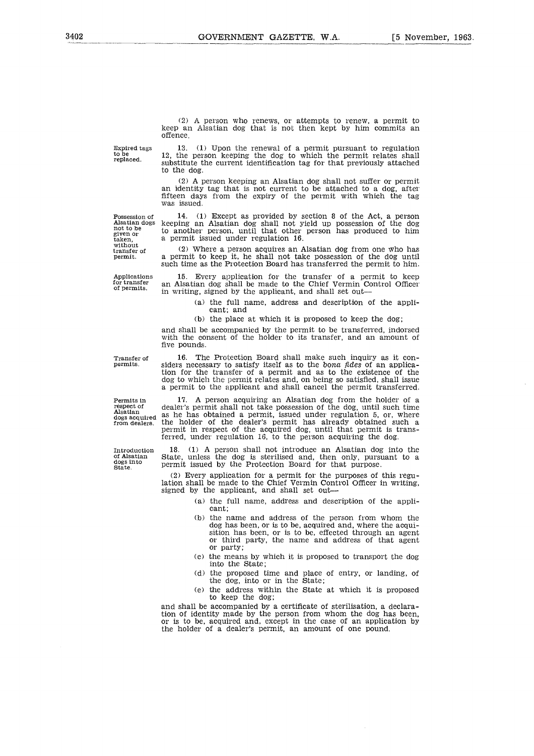(2) A person who renews, or attempts to renew, a permit to keep an Alsatian dog that is not then kept by him commits an offence.

**Expired tags to be replaced.**

13. (1) Upon the renewal of a permit pursuant to regulation 12, the person keeping the dog to which the permit relates shall substitute the current identification tag for that previously attached to the dog.

(2) A person keeping an Alsatian dog shall not suffer or permit an identity tag that is not current to be attached to a dog, after fifteen days from the expiry of the permit with which the tag was issued.

**Possession of Alsatian dogs not to be given or taken, without transfer of permit.**

14. (1) Except as provided by section 8 of the Act, a person keeping an Alsatian dog shall not yield up possession of the dog to another person, until that other person has produced to him a permit issued under regulation 16.

(2) Where a person acquires an Alsatian dog from one who has a permit to keep it, he shall not take possession of the dog until such time as the Protection Board has transferred the permit to him.

**Applications for transfer of permits.**

15. Every application for the transfer of a permit to keep an Alsatian dog shall be made to the Chief Vermin Control Officer in writing, signed by the applicant, and shall set out—

- (a) the full name, address and description of the applicant; and
- (b) the place at which it is proposed to keep the dog;

and shall be accompanied by the permit to be transferred, indorsed with the consent of the holder to its transfer, and an amount of five pounds.

**Transfer of permits.**

16. The Protection Board shall make such inquiry as it considers necessary to satisfy itself as to the *bona fides* of an application for the transfer of a permit and as to the existence of the dog to which the permit relates and, on being so satisfied, shall issue a permit to the applicant and shall cancel the permit transferred.

**Permits in respect of Alsatian dogs acquired from dealers.**

17. A person acquiring an Alsatian dog from the holder of a dealer's permit shall not take possession of the dog, until such time as he has obtained a permit, issued under regulation 5, or, where the holder of the dealer's permit has already obtained such a permit in respect of the acquired dog, until that permit is transferred, under regulation 16, to the person acquiring the dog.

**Introduction of Alsatian dogs into State.**

18. (1) A person shall not introduce an Alsatian dog into the State, unless the dog is sterilised and, then only, pursuant to a permit issued by the Protection Board for that purpose.

(2) Every application for a permit for the purposes of this regulation shall be made to the Chief Vermin Control Officer in writing, signed by the applicant, and shall set out—

- (a) the full name, address and description of the applicant;
- (b) the name and address of the person from whom the dog has been, or is to be, acquired and, where the acquisition has been, or is to be, effected through an agent or third party, the name and address of that agent or party;
- (c) the means by which it is proposed to transport the dog into the State;
- (d) the proposed time and place of entry, or landing, of the dog, into or in the State;
- (e) the address within the State at which it is proposed to keep the dog;

and shall be accompanied by a certificate of sterilisation, a declaration of identity made by the person from whom the dog has been, or is to be, acquired and, except in the case of an application by the holder of a dealer's permit, an amount of one pound.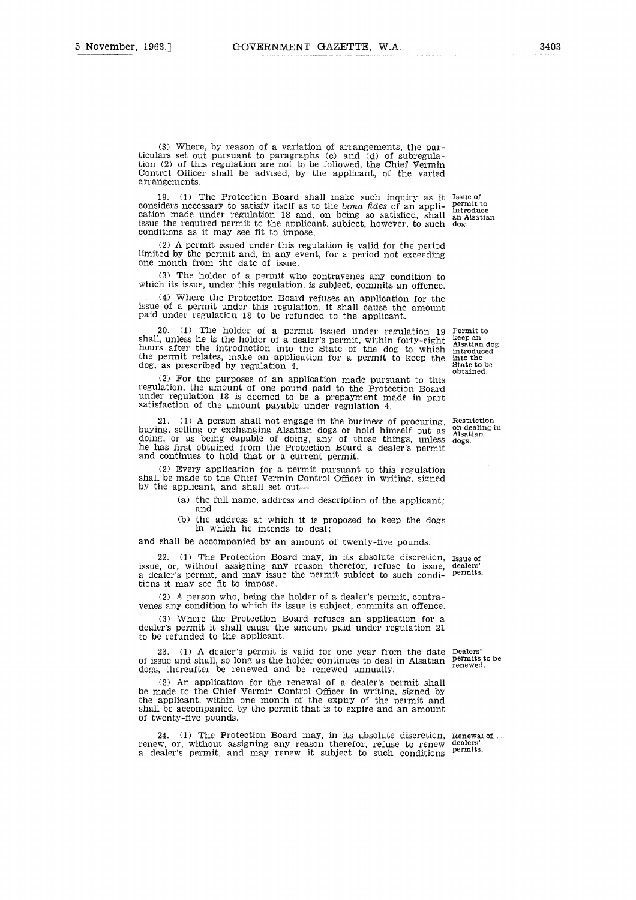(3) Where, by reason of a variation of arrangements, the particulars set out pursuant to paragraphs (c) and (d) of subregulation (2) of this regulation are not to be followed, the Chief Vermin Control Officer shall be advised, by the applicant, of the varied arrangements.

**Issue of permit to introduce an Alsatian dog.**

19. (1) The Protection Board shall make such inquiry as it considers necessary to satisfy itself as to the *bona fides* of an application made under regulation 18 and, on being so satisfied, shall issue the required permit to the applicant, subject, however, to such conditions as it may see fit to impose.

(2) A permit issued under this regulation is valid for the period limited by the permit and, in any event, for a period not exceeding one month from the date of issue.

(3) The holder of a permit who contravenes any condition to which its issue, under this regulation, is subject, commits an offence.

(4) Where the Protection Board refuses an application for the issue of a permit under this regulation, it shall cause the amount paid under regulation 18 to be refunded to the applicant.

**Permit to keep an Alsatian dog introduced into the State to be obtained.**

20. (1) The holder of a permit issued under regulation 19 shall, unless he is the holder of a dealer's permit, within forty-eight hours after the introduction into the State of the dog to which the permit relates, make an application for a permit to keep the dog, as prescribed by regulation 4.

(2) For the purposes of an application made pursuant to this regulation, the amount of one pound paid to the Protection Board under regulation 18 is deemed to be a prepayment made in part satisfaction of the amount payable under regulation 4.

**Restriction on dealing in Alsatian dogs.**

21. (1) A person shall not engage in the business of procuring, buying, selling or exchanging Alsatian dogs or hold himself out as doing, or as being capable of doing, any of those things, unless he has first obtained from the Protection Board a dealer's permit and continues to hold that or a current permit.

(2) Every application for a permit pursuant to this regulation shall be made to the Chief Vermin Control Officer in writing, signed by the applicant, and shall set out—

(a) the full name, address and description of the applicant; and

(b) the address at which it is proposed to keep the dogs in which he intends to deal;

and shall be accompanied by an amount of twenty-five pounds.

**Issue of dealers' permits.**

22. (1) The Protection Board may, in its absolute discretion, issue, or, without assigning any reason therefor, refuse to issue, a dealer's permit, and may issue the permit subject to such conditions it may see fit to impose.

(2) A person who, being the holder of a dealer's permit, contravenes any condition to which its issue is subject, commits an offence.

(3) Where the Protection Board refuses an application for a dealer's permit it shall cause the amount paid under regulation 21 to be refunded to the applicant.

**Dealers' permits to be renewed.**

23. (1) A dealer's permit is valid for one year from the date of issue and shall, so long as the holder continues to deal in Alsatian dogs, thereafter be renewed and be renewed annually.

(2) An application for the renewal of a dealer's permit shall be made to the Chief Vermin Control Officer in writing, signed by the applicant, within one month of the expiry of the permit and shall be accompanied by the permit that is to expire and an amount of twenty-five pounds.

**Renewal of dealers' permits.**

24. (1) The Protection Board may, in its absolute discretion, renew, or, without assigning any reason therefor, refuse to renew a dealer's permit, and may renew it subject to such conditions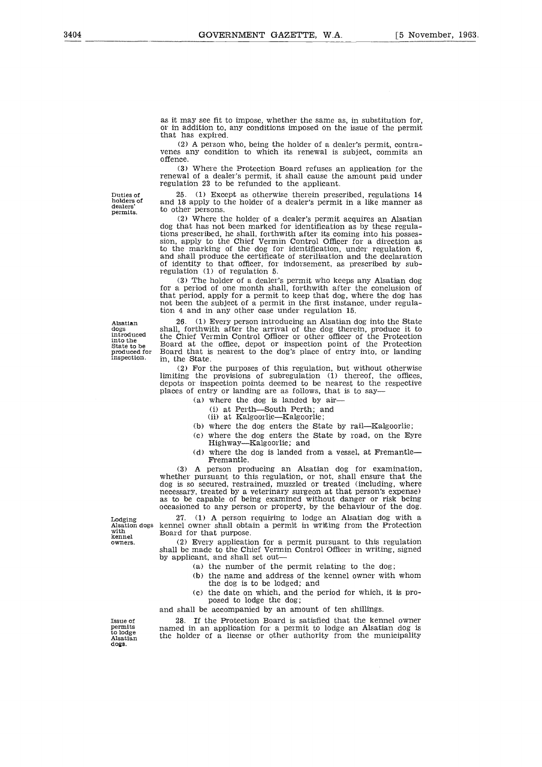as it may see fit to impose, whether the same as, in substitution for, or in addition to, any conditions imposed on the issue of the permit that has expired.

(2) A person who, being the holder of a dealer's permit, contravenes any condition to which its renewal is subject, commits an offence.

(3) Where the Protection Board refuses an application for the renewal of a dealer's permit, it shall cause the amount paid under regulation 23 to be refunded to the applicant.

**Duties of holders of dealers' permits.**

25. (1) Except as otherwise therein prescribed, regulations 14 and 18 apply to the holder of a dealer's permit in a like manner as to other persons.

(2) Where the holder of a dealer's permit acquires an Alsatian dog that has not been marked for identification as by these regulations prescribed, he shall, forthwith after its coming into his possession, apply to the Chief Vermin Control Officer for a direction as to the marking of the dog for identification, under regulation 6, and shall produce the certificate of sterilisation and the declaration of identity to that officer, for indorsement, as prescribed by subregulation (1) of regulation 5.

(3) The holder of a dealer's permit who keeps any Alsatian dog for a period of one month shall, forthwith after the conclusion of that period, apply for a permit to keep that dog, where the dog has not been the subject of a permit in the first instance, under regulation 4 and in any other case under regulation 15.

**Alsatian dogs introduced into the State to be produced for inspection.**

26. (1) Every person introducing an Alsatian dog into the State shall, forthwith after the arrival of the dog therein, produce it to the Chief Vermin Control Officer or other officer of the Protection Board at the office, depot or inspection point of the Protection Board that is nearest to the dog's place of entry into, or landing in, the State.

(2) For the purposes of this regulation, but without otherwise limiting the provisions of subregulation (1) thereof, the offices, depots or inspection points deemed to be nearest to the respective places of entry or landing are as follows, that is to say—

- (a) where the dog is landed by air—
  - (i) at Perth—South Perth; and
  - (ii) at Kalgoorlie—Kalgoorlie;
- (b) where the dog enters the State by rail—Kalgoorlie;
- (c) where the dog enters the State by road, on the Eyre Highway—Kalgoorlie; and
- (d) where the dog is landed from a vessel, at Fremantle—Fremantle.

(3) A person producing an Alsatian dog for examination, whether pursuant to this regulation, or not, shall ensure that the dog is so secured, restrained, muzzled or treated (including, where necessary, treated by a veterinary surgeon at that person's expense) as to be capable of being examined without danger or risk being occasioned to any person or property, by the behaviour of the dog.

**Lodging Alsation dogs with kennel owners.**

27. (1) A person requiring to lodge an Alsatian dog with a kennel owner shall obtain a permit in writing from the Protection Board for that purpose.

(2) Every application for a permit pursuant to this regulation shall be made to the Chief Vermin Control Officer in writing, signed by applicant, and shall set out—

- (a) the number of the permit relating to the dog;
- (b) the name and address of the kennel owner with whom the dog is to be lodged; and
- (c) the date on which, and the period for which, it is proposed to lodge the dog;

and shall be accompanied by an amount of ten shillings.

**Issue of permits to lodge Alsatian dogs.**

28. If the Protection Board is satisfied that the kennel owner named in an application for a permit to lodge an Alsatian dog is the holder of a license or other authority from the municipality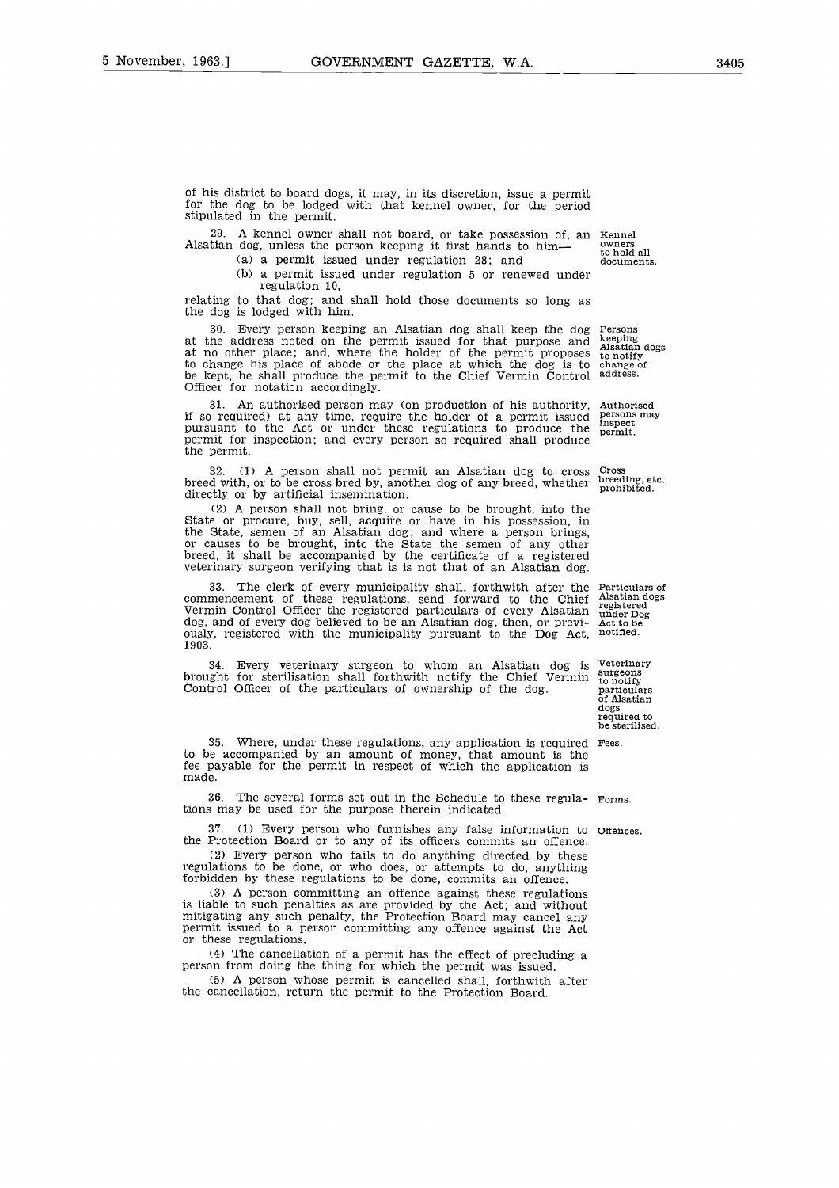of his district to board dogs, it may, in its discretion, issue a permit for the dog to be lodged with that kennel owner, for the period stipulated in the permit.

29. A kennel owner shall not board, or take possession of, an Alsatian dog, unless the person keeping it first hands to him—

(a) a permit issued under regulation 28; and

(b) a permit issued under regulation 5 or renewed under regulation 10,

relating to that dog; and shall hold those documents so long as the dog is lodged with him.

*Kennel owners to hold all documents.*

30. Every person keeping an Alsatian dog shall keep the dog at the address noted on the permit issued for that purpose and at no other place; and, where the holder of the permit proposes to change his place of abode or the place at which the dog is to be kept, he shall produce the permit to the Chief Vermin Control Officer for notation accordingly.

*Persons keeping Alsatian dogs to notify change of address.*

31. An authorised person may (on production of his authority, if so required) at any time, require the holder of a permit issued pursuant to the Act or under these regulations to produce the permit for inspection; and every person so required shall produce the permit.

*Authorised persons may inspect permit.*

32. (1) A person shall not permit an Alsatian dog to cross breed with, or to be cross bred by, another dog of any breed, whether directly or by artificial insemination.

(2) A person shall not bring, or cause to be brought, into the State or procure, buy, sell, acquire or have in his possession, in the State, semen of an Alsatian dog; and where a person brings, or causes to be brought, into the State the semen of any other breed, it shall be accompanied by the certificate of a registered veterinary surgeon verifying that is is not that of an Alsatian dog.

*Cross breeding, etc., prohibited.*

33. The clerk of every municipality shall, forthwith after the commencement of these regulations, send forward to the Chief Vermin Control Officer the registered particulars of every Alsatian dog, and of every dog believed to be an Alsatian dog, then, or previously, registered with the municipality pursuant to the Dog Act, 1903.

*Particulars of Alsatian dogs registered under Dog Act to be notified.*

34. Every veterinary surgeon to whom an Alsatian dog is brought for sterilisation shall forthwith notify the Chief Vermin Control Officer of the particulars of ownership of the dog.

*Veterinary surgeons to notify particulars of Alsatian dogs required to be sterilised.*

35. Where, under these regulations, any application is required to be accompanied by an amount of money, that amount is the fee payable for the permit in respect of which the application is made.

*Fees.*

36. The several forms set out in the Schedule to these regulations may be used for the purpose therein indicated.

*Forms.*

37. (1) Every person who furnishes any false information to the Protection Board or to any of its officers commits an offence.

*Offences.*

(2) Every person who fails to do anything directed by these regulations to be done, or who does, or attempts to do, anything forbidden by these regulations to be done, commits an offence.

(3) A person committing an offence against these regulations is liable to such penalties as are provided by the Act; and without mitigating any such penalty, the Protection Board may cancel any permit issued to a person committing any offence against the Act or these regulations.

(4) The cancellation of a permit has the effect of precluding a person from doing the thing for which the permit was issued.

(5) A person whose permit is cancelled shall, forthwith after the cancellation, return the permit to the Protection Board.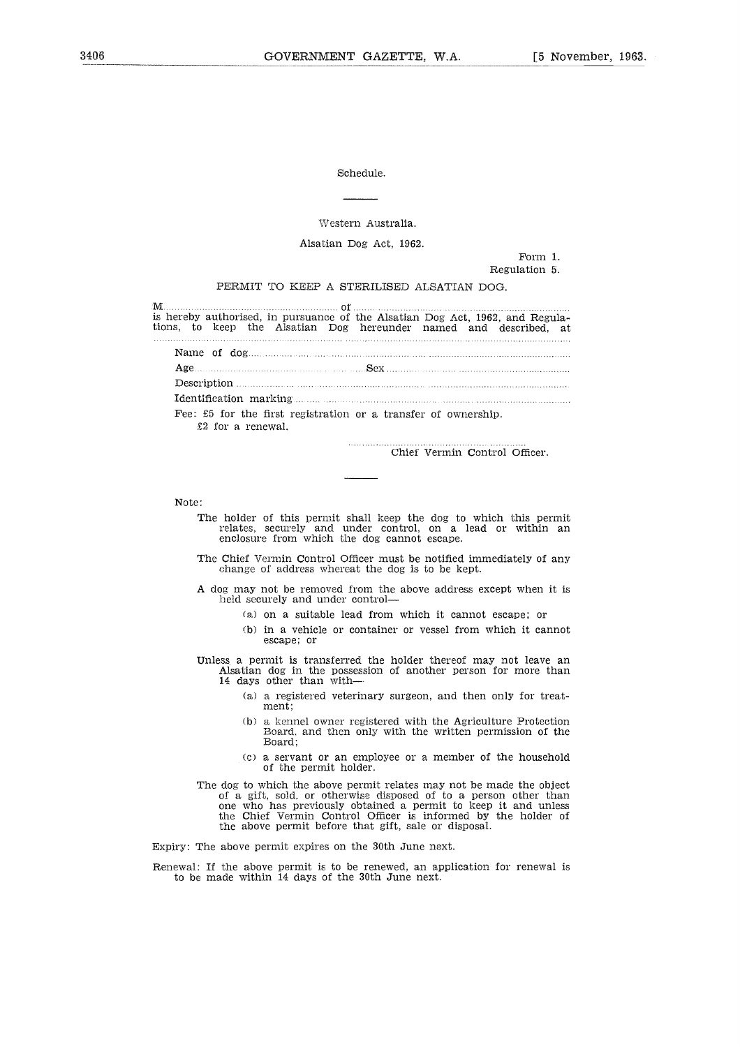Schedule.

Western Australia.

Alsatian Dog Act, 1962.

Form 1.
Regulation 5.

PERMIT TO KEEP A STERILISED ALSATIAN DOG.

M........................................................ of ........................................................................
is hereby authorised, in pursuance of the Alsatian Dog Act, 1962, and Regulations, to keep the Alsatian Dog hereunder named and described, at
..............................................................................................................................................

Name of dog..............................................................................................................

Age.................................................................. Sex ..................................................

Description .................................................................................................................

Identification marking ..................................................................................................

Fee: £5 for the first registration or a transfer of ownership.
£2 for a renewal.

..............................................................
Chief Vermin Control Officer.

Note:

The holder of this permit shall keep the dog to which this permit relates, securely and under control, on a lead or within an enclosure from which the dog cannot escape.

The Chief Vermin Control Officer must be notified immediately of any change of address whereat the dog is to be kept.

A dog may not be removed from the above address except when it is held securely and under control—

(a) on a suitable lead from which it cannot escape; or

(b) in a vehicle or container or vessel from which it cannot escape; or

Unless a permit is transferred the holder thereof may not leave an Alsatian dog in the possession of another person for more than 14 days other than with—

(a) a registered veterinary surgeon, and then only for treatment;

(b) a kennel owner registered with the Agriculture Protection Board, and then only with the written permission of the Board;

(c) a servant or an employee or a member of the household of the permit holder.

The dog to which the above permit relates may not be made the object of a gift, sold, or otherwise disposed of to a person other than one who has previously obtained a permit to keep it and unless the Chief Vermin Control Officer is informed by the holder of the above permit before that gift, sale or disposal.

Expiry: The above permit expires on the 30th June next.

Renewal: If the above permit is to be renewed, an application for renewal is to be made within 14 days of the 30th June next.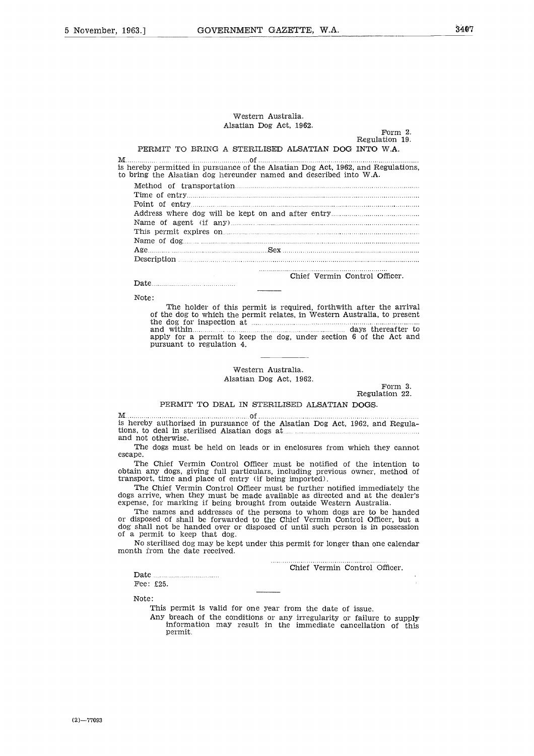Western Australia.
Alsatian Dog Act, 1962.

Form 2.
Regulation 19.

PERMIT TO BRING A STERILISED ALSATIAN DOG INTO W.A.

M................................................................of..............................................................................
is hereby permitted in pursuance of the Alsatian Dog Act, 1962, and Regulations, to bring the Alsatian dog hereunder named and described into W.A.

Method of transportation..........................................................................................
Time of entry..............................................................................................................
Point of entry..............................................................................................................
Address where dog will be kept on and after entry..................................................
Name of agent (if any)...............................................................................................
This permit expires on................................................................................................
Name of dog...............................................................................................................
Age.................................................Sex.......................................................................
Description..................................................................................................................

................................................................
Chief Vermin Control Officer.

Date......................................

Note:

The holder of this permit is required, forthwith after the arrival of the dog to which the permit relates, in Western Australia, to present the dog for inspection at ..................................................................................... and within..................................................................... days thereafter to apply for a permit to keep the dog, under section 6 of the Act and pursuant to regulation 4.

Western Australia.
Alsatian Dog Act, 1962.

Form 3.
Regulation 22.

PERMIT TO DEAL IN STERILISED ALSATIAN DOGS.

M................................................................of..............................................................................
is hereby authorised in pursuance of the Alsatian Dog Act, 1962, and Regulations, to deal in sterilised Alsatian dogs at.................................................................. and not otherwise.

The dogs must be held on leads or in enclosures from which they cannot escape.

The Chief Vermin Control Officer must be notified of the intention to obtain any dogs, giving full particulars, including previous owner, method of transport, time and place of entry (if being imported).

The Chief Vermin Control Officer must be further notified immediately the dogs arrive, when they must be made available as directed and at the dealer's expense, for marking if being brought from outside Western Australia.

The names and addresses of the persons to whom dogs are to be handed or disposed of shall be forwarded to the Chief Vermin Control Officer, but a dog shall not be handed over or disposed of until such person is in possession of a permit to keep that dog.

No sterilised dog may be kept under this permit for longer than one calendar month from the date received.

................................................................
Chief Vermin Control Officer.

Date ..................................
Fee: £25.

Note:

This permit is valid for one year from the date of issue.

Any breach of the conditions or any irregularity or failure to supply information may result in the immediate cancellation of this permit.

(2)—77093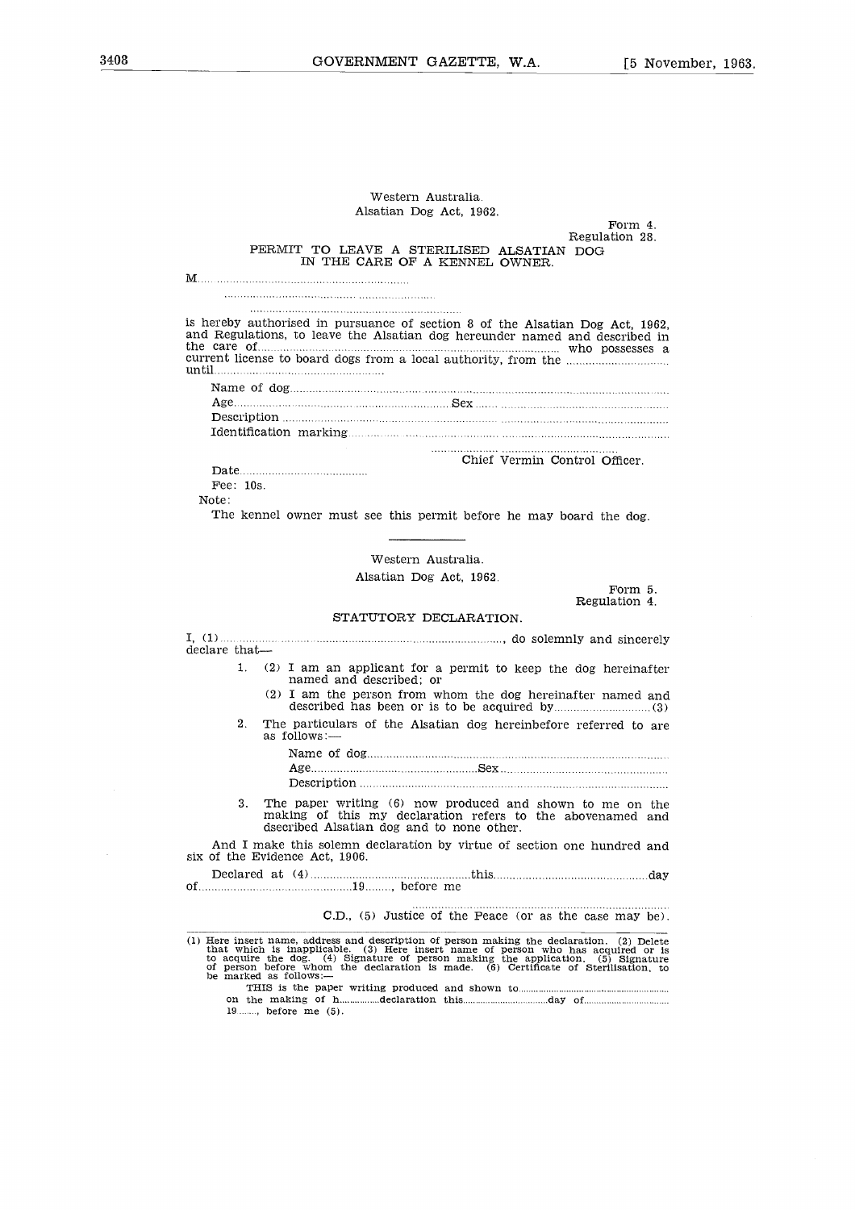Western Australia.

Alsatian Dog Act, 1962.

Form 4.
Regulation 28.

## PERMIT TO LEAVE A STERILISED ALSATIAN DOG IN THE CARE OF A KENNEL OWNER.

M.............................................................

...............................................................

...............................................................

is hereby authorised in pursuance of section 8 of the Alsatian Dog Act, 1962, and Regulations, to leave the Alsatian dog hereunder named and described in the care of............................................................ who possesses a current license to board dogs from a local authority, from the .............................. until...................................................

Name of dog.......................................................................................

Age....................................................Sex ..............................................

Description .......................................................................................

Identification marking.........................................................................

.............................................
Chief Vermin Control Officer.

Date.......................................

Fee: 10s.

Note:

The kennel owner must see this permit before he may board the dog.

---

Western Australia.

Alsatian Dog Act, 1962.

Form 5.
Regulation 4.

## STATUTORY DECLARATION.

I, (1)..............................................................................., do solemnly and sincerely declare that—

1. (2) I am an applicant for a permit to keep the dog hereinafter named and described; or

   (2) I am the person from whom the dog hereinafter named and described has been or is to be acquired by..............................(3)

2. The particulars of the Alsatian dog hereinbefore referred to are as follows:—

   Name of dog.......................................................................

   Age................................................Sex...............................................

   Description .......................................................................

3. The paper writing (6) now produced and shown to me on the making of this my declaration refers to the abovenamed and dsecribed Alsatian dog and to none other.

And I make this solemn declaration by virtue of section one hundred and six of the Evidence Act, 1906.

Declared at (4).................................................this...............................................day of...........................................19........, before me

.............................................................................
C.D., (5) Justice of the Peace (or as the case may be).

---

(1) Here insert name, address and description of person making the declaration. (2) Delete that which is inapplicable. (3) Here insert name of person who has acquired or is to acquire the dog. (4) Signature of person making the application. (5) Signature of person before whom the declaration is made. (6) Certificate of Sterilisation, to be marked as follows:—

THIS is the paper writing produced and shown to.......................................................... on the making of h................declaration this................................day of................................ 19........, before me (5).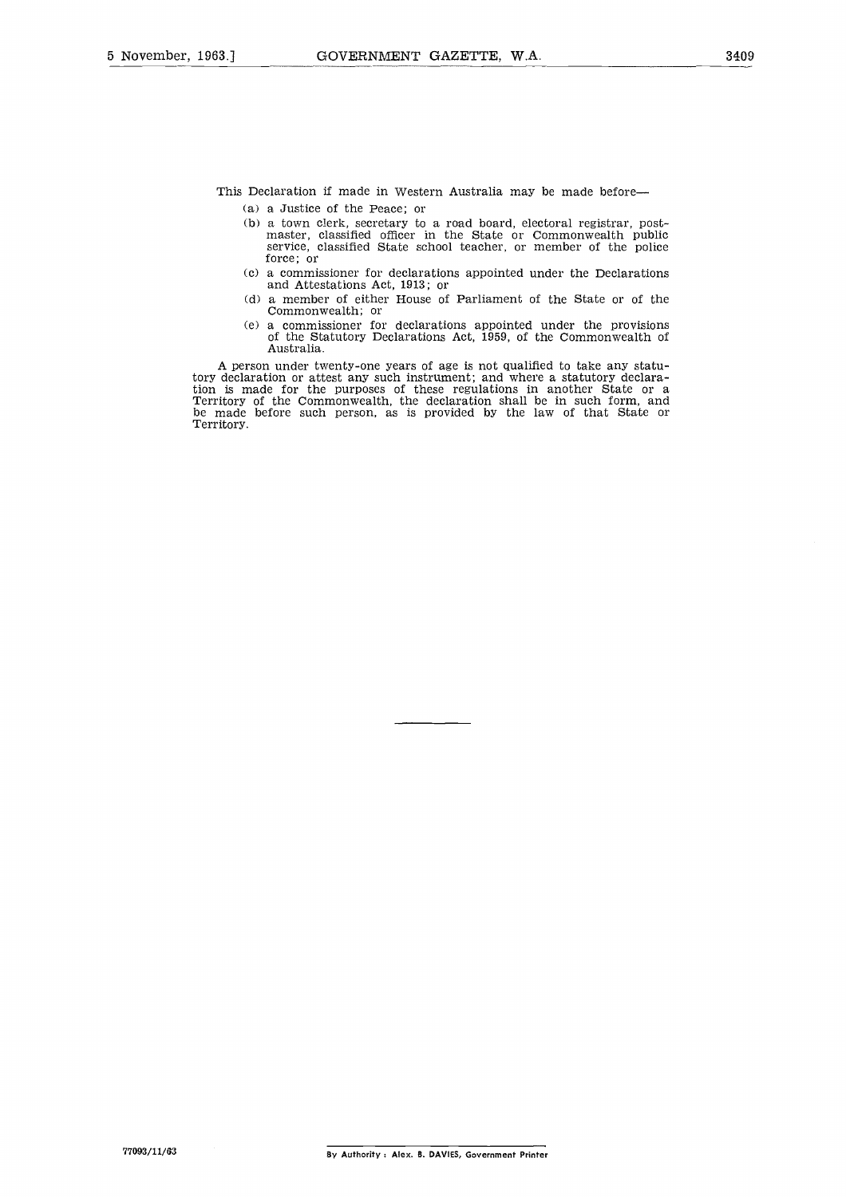This Declaration if made in Western Australia may be made before—

(a) a Justice of the Peace; or

(b) a town clerk, secretary to a road board, electoral registrar, postmaster, classified officer in the State or Commonwealth public service, classified State school teacher, or member of the police force; or

(c) a commissioner for declarations appointed under the Declarations and Attestations Act, 1913; or

(d) a member of either House of Parliament of the State or of the Commonwealth; or

(e) a commissioner for declarations appointed under the provisions of the Statutory Declarations Act, 1959, of the Commonwealth of Australia.

A person under twenty-one years of age is not qualified to take any statutory declaration or attest any such instrument; and where a statutory declaration is made for the purposes of these regulations in another State or a Territory of the Commonwealth, the declaration shall be in such form, and be made before such person, as is provided by the law of that State or Territory.

---

77093/11/63

By Authority: Alex. B. DAVIES, Government Printer